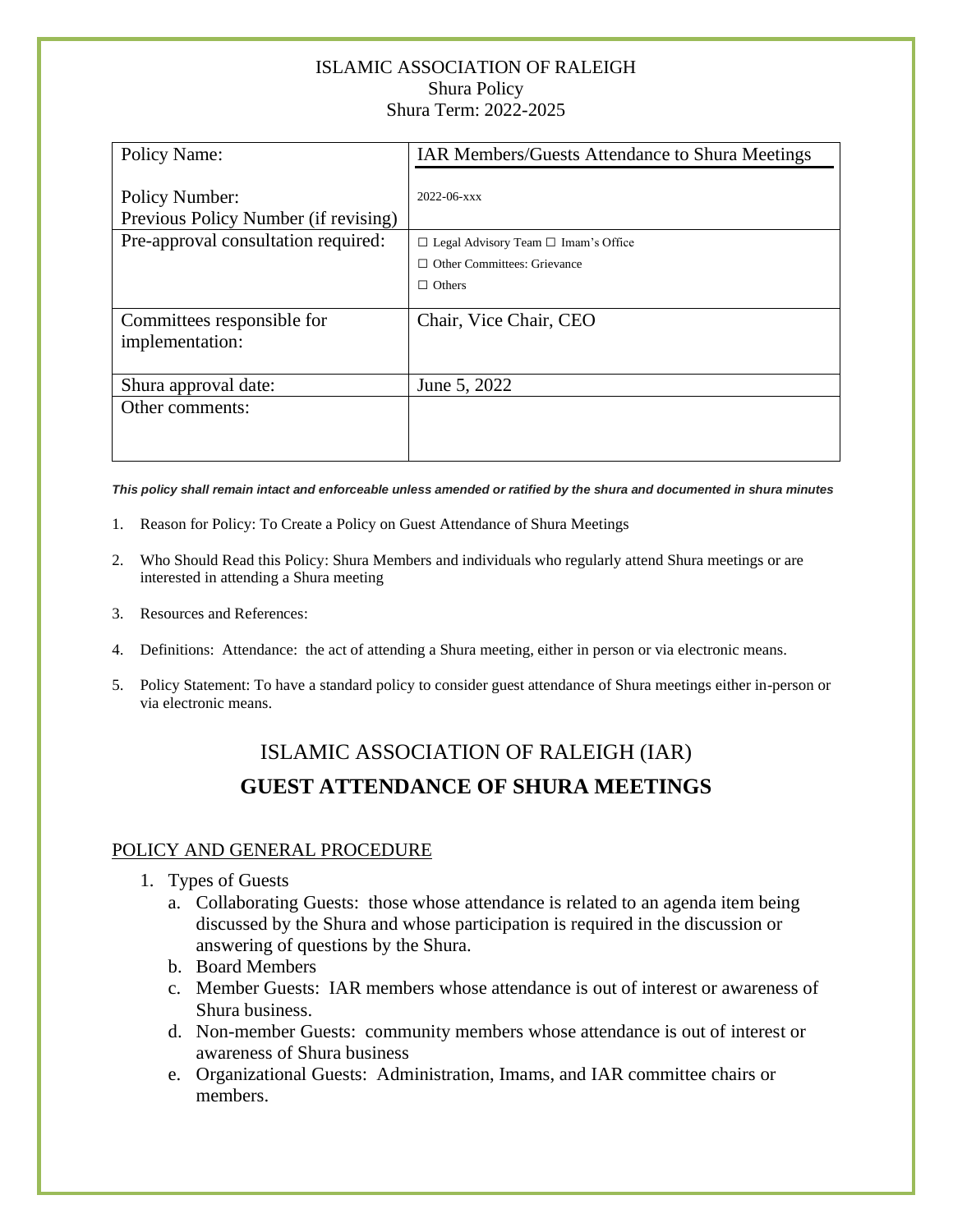ISLAMIC ASSOCIATION OF RALEIGH
Shura Policy
Shura Term: 2022-2025

| Policy Name:<br><br>Policy Number:<br>Previous Policy Number (if revising) | IAR Members/Guests Attendance to Shura Meetings<br><br>2022-06-xxx |
|---|---|
| Pre-approval consultation required: | ☐ Legal Advisory Team ☐ Imam's Office<br>☐ Other Committees: Grievance<br>☐ Others |
| Committees responsible for implementation: | Chair, Vice Chair, CEO |
| Shura approval date: | June 5, 2022 |
| Other comments: | |

***This policy shall remain intact and enforceable unless amended or ratified by the shura and documented in shura minutes***

1. Reason for Policy: To Create a Policy on Guest Attendance of Shura Meetings
2. Who Should Read this Policy: Shura Members and individuals who regularly attend Shura meetings or are interested in attending a Shura meeting
3. Resources and References:
4. Definitions: Attendance: the act of attending a Shura meeting, either in person or via electronic means.
5. Policy Statement: To have a standard policy to consider guest attendance of Shura meetings either in-person or via electronic means.

# ISLAMIC ASSOCIATION OF RALEIGH (IAR)

# GUEST ATTENDANCE OF SHURA MEETINGS

## POLICY AND GENERAL PROCEDURE

1. Types of Guests
   a. Collaborating Guests: those whose attendance is related to an agenda item being discussed by the Shura and whose participation is required in the discussion or answering of questions by the Shura.
   b. Board Members
   c. Member Guests: IAR members whose attendance is out of interest or awareness of Shura business.
   d. Non-member Guests: community members whose attendance is out of interest or awareness of Shura business
   e. Organizational Guests: Administration, Imams, and IAR committee chairs or members.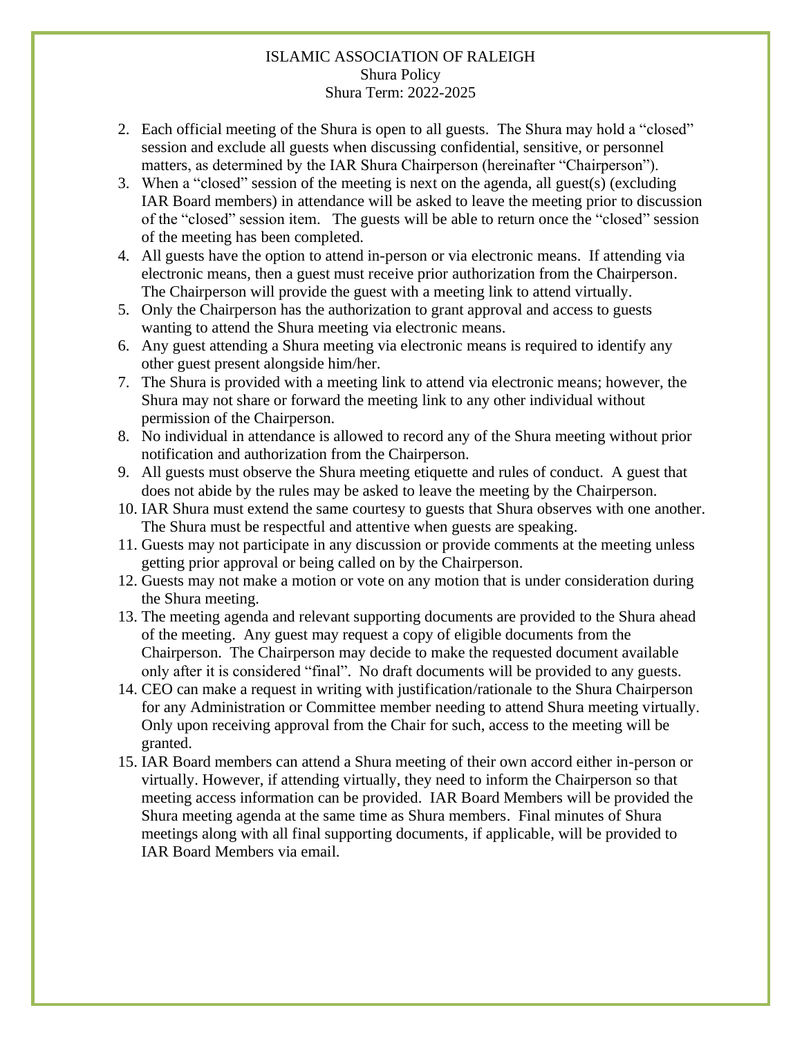2. Each official meeting of the Shura is open to all guests. The Shura may hold a "closed" session and exclude all guests when discussing confidential, sensitive, or personnel matters, as determined by the IAR Shura Chairperson (hereinafter "Chairperson").
3. When a "closed" session of the meeting is next on the agenda, all guest(s) (excluding IAR Board members) in attendance will be asked to leave the meeting prior to discussion of the "closed" session item. The guests will be able to return once the "closed" session of the meeting has been completed.
4. All guests have the option to attend in-person or via electronic means. If attending via electronic means, then a guest must receive prior authorization from the Chairperson. The Chairperson will provide the guest with a meeting link to attend virtually.
5. Only the Chairperson has the authorization to grant approval and access to guests wanting to attend the Shura meeting via electronic means.
6. Any guest attending a Shura meeting via electronic means is required to identify any other guest present alongside him/her.
7. The Shura is provided with a meeting link to attend via electronic means; however, the Shura may not share or forward the meeting link to any other individual without permission of the Chairperson.
8. No individual in attendance is allowed to record any of the Shura meeting without prior notification and authorization from the Chairperson.
9. All guests must observe the Shura meeting etiquette and rules of conduct. A guest that does not abide by the rules may be asked to leave the meeting by the Chairperson.
10. IAR Shura must extend the same courtesy to guests that Shura observes with one another. The Shura must be respectful and attentive when guests are speaking.
11. Guests may not participate in any discussion or provide comments at the meeting unless getting prior approval or being called on by the Chairperson.
12. Guests may not make a motion or vote on any motion that is under consideration during the Shura meeting.
13. The meeting agenda and relevant supporting documents are provided to the Shura ahead of the meeting. Any guest may request a copy of eligible documents from the Chairperson. The Chairperson may decide to make the requested document available only after it is considered "final". No draft documents will be provided to any guests.
14. CEO can make a request in writing with justification/rationale to the Shura Chairperson for any Administration or Committee member needing to attend Shura meeting virtually. Only upon receiving approval from the Chair for such, access to the meeting will be granted.
15. IAR Board members can attend a Shura meeting of their own accord either in-person or virtually. However, if attending virtually, they need to inform the Chairperson so that meeting access information can be provided. IAR Board Members will be provided the Shura meeting agenda at the same time as Shura members. Final minutes of Shura meetings along with all final supporting documents, if applicable, will be provided to IAR Board Members via email.